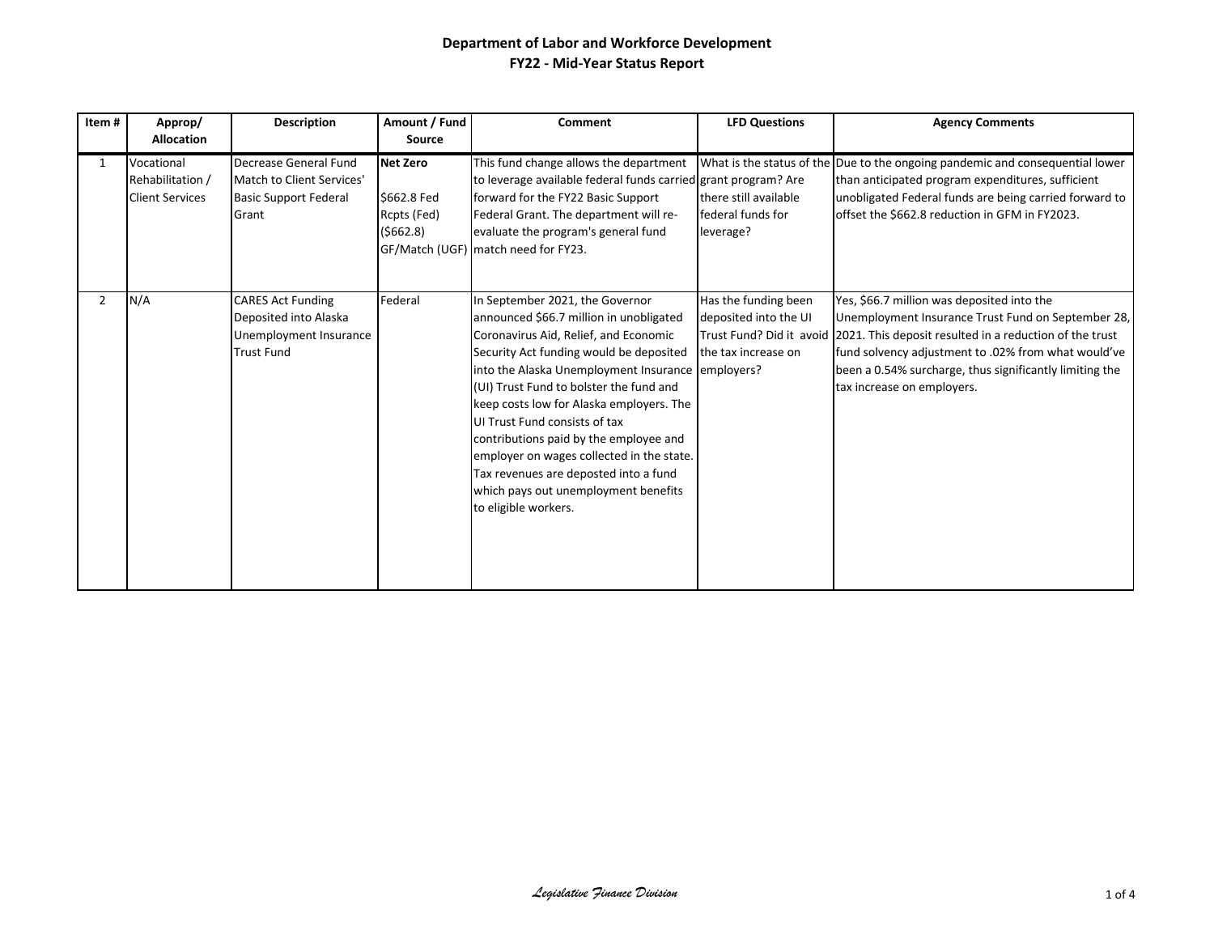# Department of Labor and Workforce Development

## FY22 - Mid-Year Status Report

| Item # | Approp/ Allocation | Description | Amount / Fund Source | Comment | LFD Questions | Agency Comments |
|---|---|---|---|---|---|---|
| 1 | Vocational Rehabilitation / Client Services | Decrease General Fund Match to Client Services' Basic Support Federal Grant | **Net Zero** <br><br> $662.8 Fed Rcpts (Fed) <br> ($662.8) GF/Match (UGF) | This fund change allows the department to leverage available federal funds carried forward for the FY22 Basic Support Federal Grant. The department will re-evaluate the program's general fund match need for FY23. | What is the status of the grant program? Are there still available federal funds for leverage? | Due to the ongoing pandemic and consequential lower than anticipated program expenditures, sufficient unobligated Federal funds are being carried forward to offset the $662.8 reduction in GFM in FY2023. |
| 2 | N/A | CARES Act Funding Deposited into Alaska Unemployment Insurance Trust Fund | Federal | In September 2021, the Governor announced $66.7 million in unobligated Coronavirus Aid, Relief, and Economic Security Act funding would be deposited into the Alaska Unemployment Insurance (UI) Trust Fund to bolster the fund and keep costs low for Alaska employers. The UI Trust Fund consists of tax contributions paid by the employee and employer on wages collected in the state. Tax revenues are deposted into a fund which pays out unemployment benefits to eligible workers. | Has the funding been deposited into the UI Trust Fund? Did it avoid the tax increase on employers? | Yes, $66.7 million was deposited into the Unemployment Insurance Trust Fund on September 28, 2021. This deposit resulted in a reduction of the trust fund solvency adjustment to .02% from what would've been a 0.54% surcharge, thus significantly limiting the tax increase on employers. |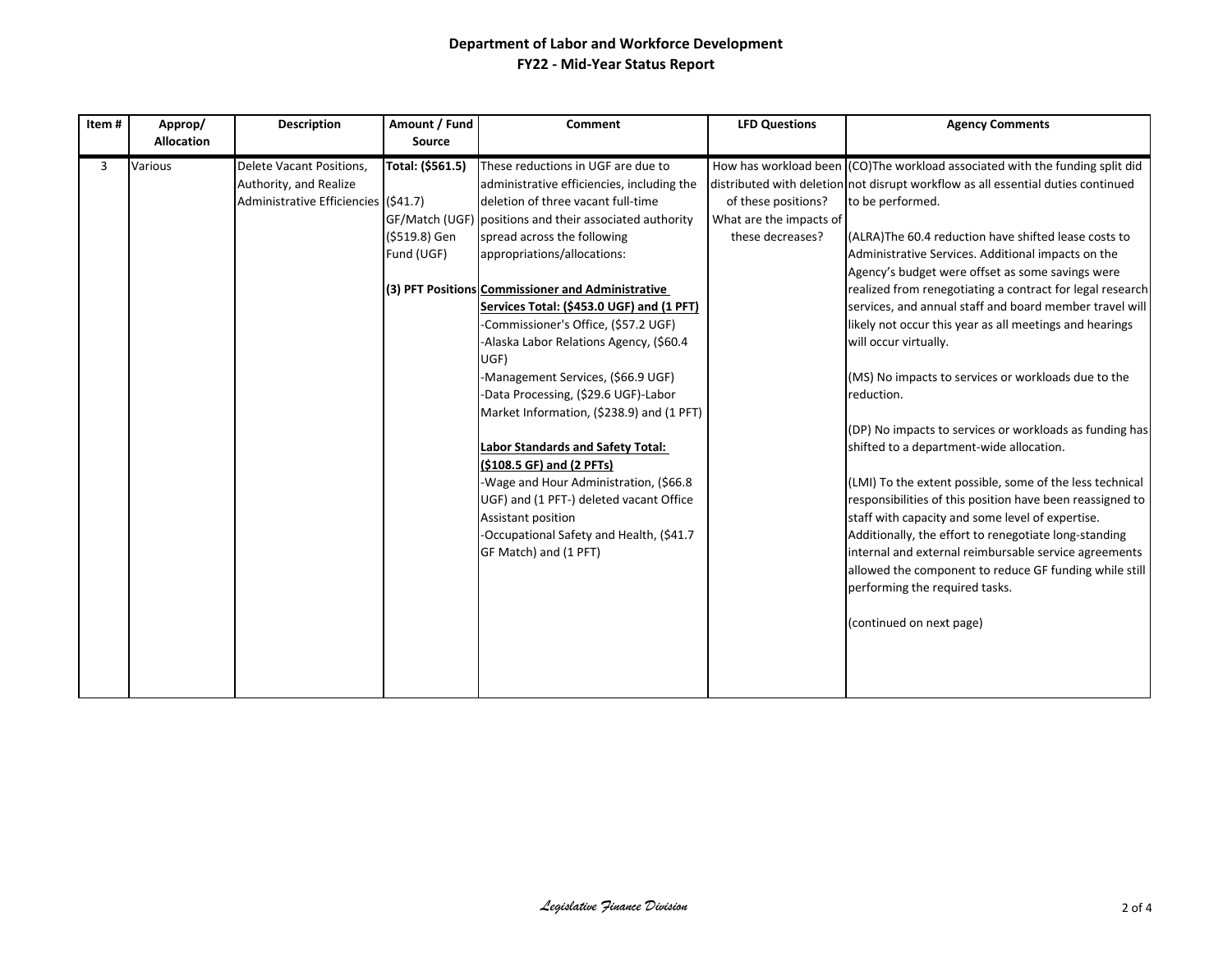# Department of Labor and Workforce Development

## FY22 - Mid-Year Status Report

| Item # | Approp/ Allocation | Description | Amount / Fund Source | Comment | LFD Questions | Agency Comments |
|---|---|---|---|---|---|---|
| 3 | Various | Delete Vacant Positions, Authority, and Realize Administrative Efficiencies | **Total: ($561.5)**<br>($41.7) GF/Match (UGF)<br>($519.8) Gen Fund (UGF)<br><br>**(3) PFT Positions** | These reductions in UGF are due to administrative efficiencies, including the deletion of three vacant full-time positions and their associated authority spread across the following appropriations/allocations:<br><br>**Commissioner and Administrative Services Total: ($453.0 UGF) and (1 PFT)**<br>-Commissioner's Office, ($57.2 UGF)<br>-Alaska Labor Relations Agency, ($60.4 UGF)<br>-Management Services, ($66.9 UGF)<br>-Data Processing, ($29.6 UGF)-Labor Market Information, ($238.9) and (1 PFT)<br><br>**Labor Standards and Safety Total: ($108.5 GF) and (2 PFTs)**<br>-Wage and Hour Administration, ($66.8 UGF) and (1 PFT-) deleted vacant Office Assistant position<br>-Occupational Safety and Health, ($41.7 GF Match) and (1 PFT) | How has workload been distributed with deletion of these positions? What are the impacts of these decreases? | (CO)The workload associated with the funding split did not disrupt workflow as all essential duties continued to be performed.<br><br>(ALRA)The 60.4 reduction have shifted lease costs to Administrative Services. Additional impacts on the Agency's budget were offset as some savings were realized from renegotiating a contract for legal research services, and annual staff and board member travel will likely not occur this year as all meetings and hearings will occur virtually.<br><br>(MS) No impacts to services or workloads due to the reduction.<br><br>(DP) No impacts to services or workloads as funding has shifted to a department-wide allocation.<br><br>(LMI) To the extent possible, some of the less technical responsibilities of this position have been reassigned to staff with capacity and some level of expertise. Additionally, the effort to renegotiate long-standing internal and external reimbursable service agreements allowed the component to reduce GF funding while still performing the required tasks.<br><br>(continued on next page) |

*Legislative Finance Division*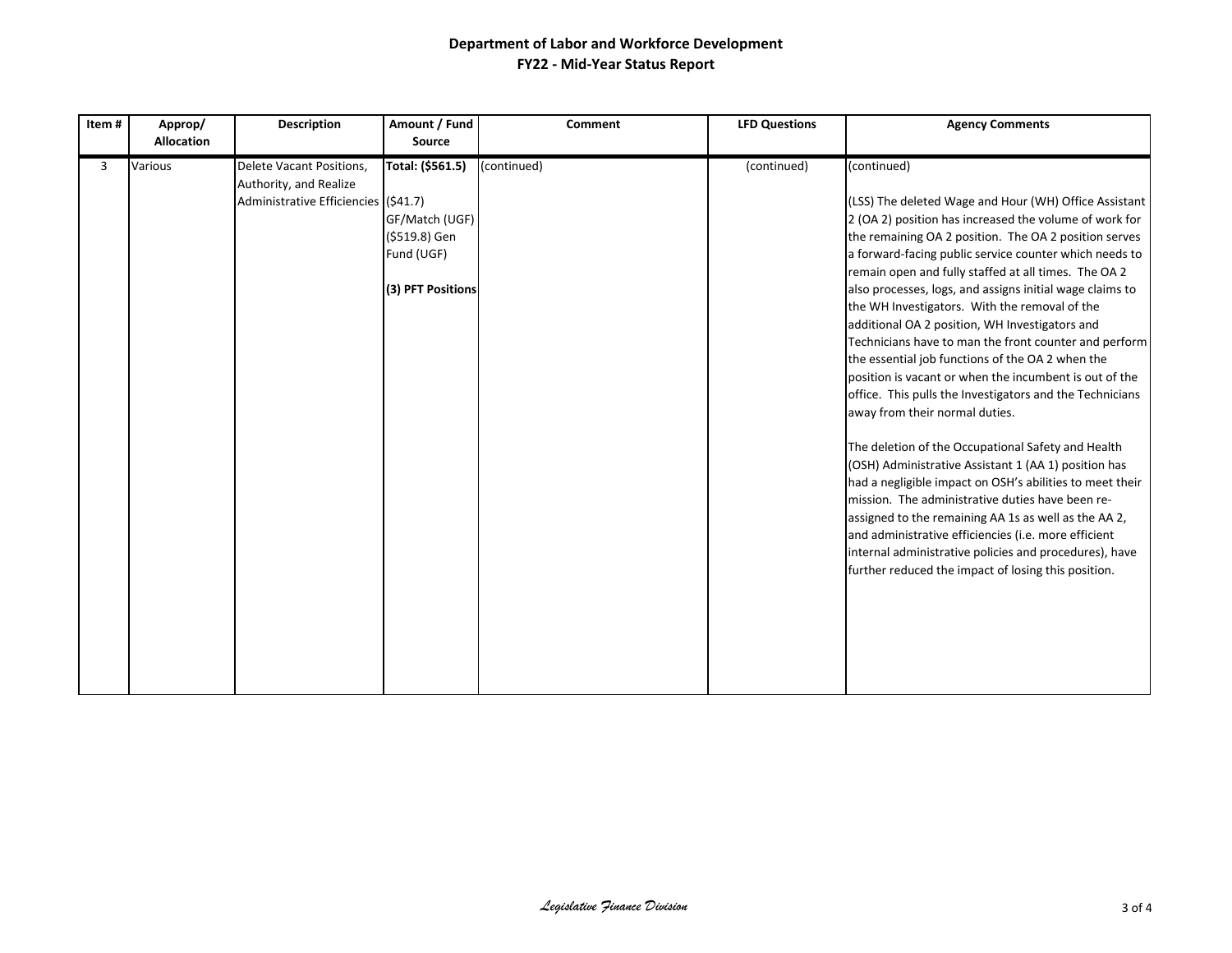# Department of Labor and Workforce Development
## FY22 - Mid-Year Status Report

| Item # | Approp/ Allocation | Description | Amount / Fund Source | Comment | LFD Questions | Agency Comments |
|---|---|---|---|---|---|---|
| 3 | Various | Delete Vacant Positions, Authority, and Realize Administrative Efficiencies | **Total: ($561.5)**<br><br>($41.7) GF/Match (UGF)<br>($519.8) Gen Fund (UGF)<br><br>**(3) PFT Positions** | (continued) | (continued) | (continued)<br><br>(LSS) The deleted Wage and Hour (WH) Office Assistant 2 (OA 2) position has increased the volume of work for the remaining OA 2 position. The OA 2 position serves a forward-facing public service counter which needs to remain open and fully staffed at all times. The OA 2 also processes, logs, and assigns initial wage claims to the WH Investigators. With the removal of the additional OA 2 position, WH Investigators and Technicians have to man the front counter and perform the essential job functions of the OA 2 when the position is vacant or when the incumbent is out of the office. This pulls the Investigators and the Technicians away from their normal duties.<br><br>The deletion of the Occupational Safety and Health (OSH) Administrative Assistant 1 (AA 1) position has had a negligible impact on OSH's abilities to meet their mission. The administrative duties have been re-assigned to the remaining AA 1s as well as the AA 2, and administrative efficiencies (i.e. more efficient internal administrative policies and procedures), have further reduced the impact of losing this position. |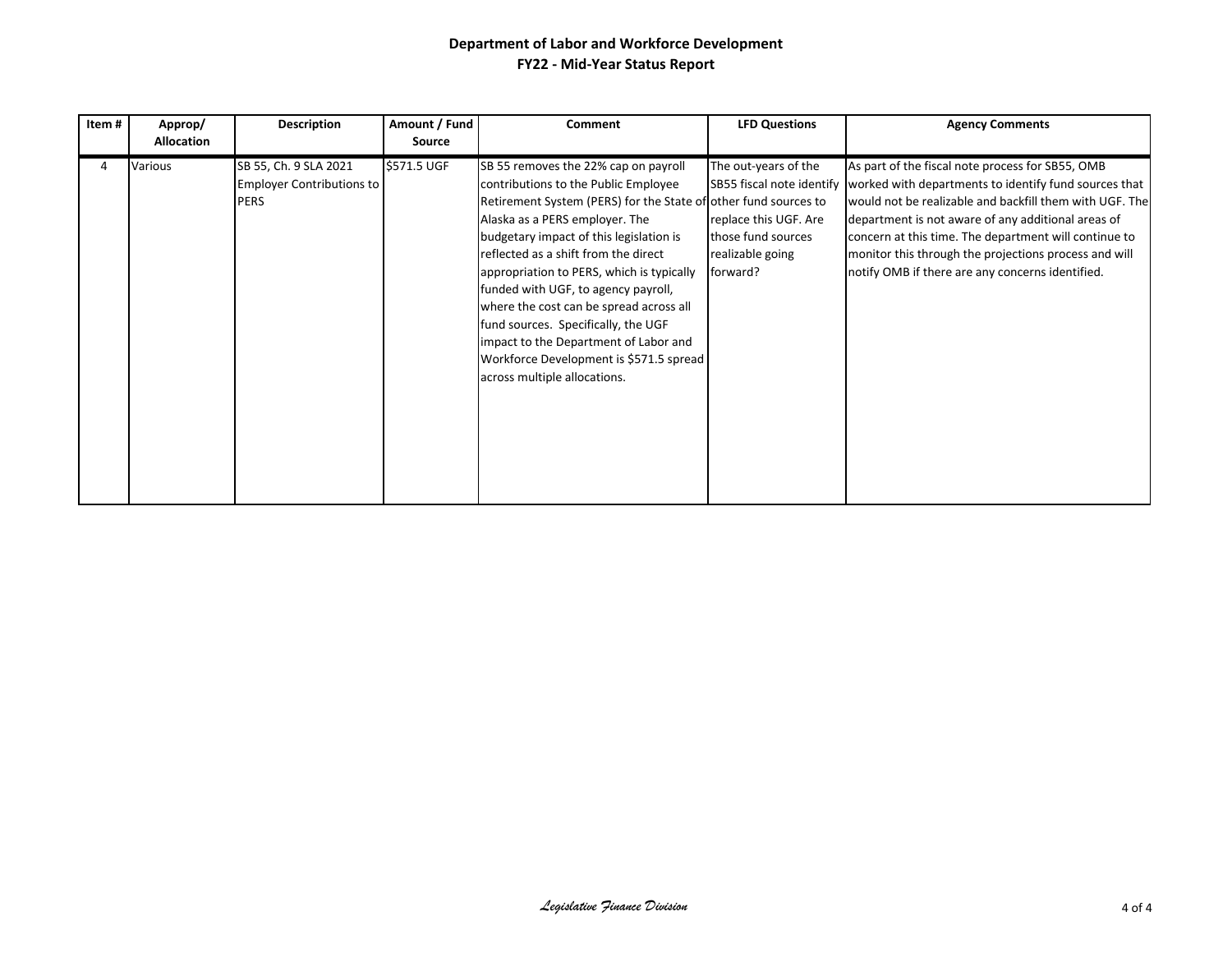**Department of Labor and Workforce Development**
**FY22 - Mid-Year Status Report**

| Item # | Approp/ Allocation | Description | Amount / Fund Source | Comment | LFD Questions | Agency Comments |
|---|---|---|---|---|---|---|
| 4 | Various | SB 55, Ch. 9 SLA 2021 Employer Contributions to PERS | $571.5 UGF | SB 55 removes the 22% cap on payroll contributions to the Public Employee Retirement System (PERS) for the State of Alaska as a PERS employer. The budgetary impact of this legislation is reflected as a shift from the direct appropriation to PERS, which is typically funded with UGF, to agency payroll, where the cost can be spread across all fund sources. Specifically, the UGF impact to the Department of Labor and Workforce Development is $571.5 spread across multiple allocations. | The out-years of the SB55 fiscal note identify other fund sources to replace this UGF. Are those fund sources realizable going forward? | As part of the fiscal note process for SB55, OMB worked with departments to identify fund sources that would not be realizable and backfill them with UGF. The department is not aware of any additional areas of concern at this time. The department will continue to monitor this through the projections process and will notify OMB if there are any concerns identified. |

*Legislative Finance Division*